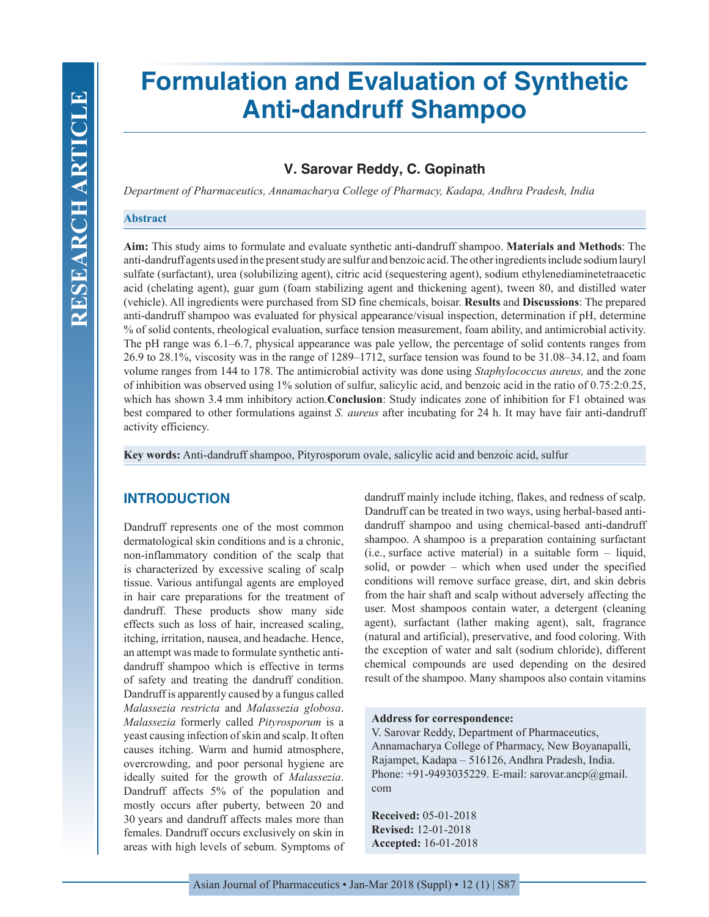RESEARCH ARTICLE

# Formulation and Evaluation of Synthetic Anti-dandruff Shampoo

**V. Sarovar Reddy, C. Gopinath**

*Department of Pharmaceutics, Annamacharya College of Pharmacy, Kadapa, Andhra Pradesh, India*

## Abstract

**Aim:** This study aims to formulate and evaluate synthetic anti-dandruff shampoo. **Materials and Methods**: The anti-dandruff agents used in the present study are sulfur and benzoic acid. The other ingredients include sodium lauryl sulfate (surfactant), urea (solubilizing agent), citric acid (sequestering agent), sodium ethylenediaminetetraacetic acid (chelating agent), guar gum (foam stabilizing agent and thickening agent), tween 80, and distilled water (vehicle). All ingredients were purchased from SD fine chemicals, boisar. **Results** and **Discussions**: The prepared anti-dandruff shampoo was evaluated for physical appearance/visual inspection, determination if pH, determine % of solid contents, rheological evaluation, surface tension measurement, foam ability, and antimicrobial activity. The pH range was 6.1–6.7, physical appearance was pale yellow, the percentage of solid contents ranges from 26.9 to 28.1%, viscosity was in the range of 1289–1712, surface tension was found to be 31.08–34.12, and foam volume ranges from 144 to 178. The antimicrobial activity was done using *Staphylococcus aureus,* and the zone of inhibition was observed using 1% solution of sulfur, salicylic acid, and benzoic acid in the ratio of 0.75:2:0.25, which has shown 3.4 mm inhibitory action.**Conclusion**: Study indicates zone of inhibition for F1 obtained was best compared to other formulations against *S. aureus* after incubating for 24 h. It may have fair anti-dandruff activity efficiency.

**Key words:** Anti-dandruff shampoo, Pityrosporum ovale, salicylic acid and benzoic acid, sulfur

## INTRODUCTION

Dandruff represents one of the most common dermatological skin conditions and is a chronic, non-inflammatory condition of the scalp that is characterized by excessive scaling of scalp tissue. Various antifungal agents are employed in hair care preparations for the treatment of dandruff. These products show many side effects such as loss of hair, increased scaling, itching, irritation, nausea, and headache. Hence, an attempt was made to formulate synthetic anti-dandruff shampoo which is effective in terms of safety and treating the dandruff condition. Dandruff is apparently caused by a fungus called *Malassezia restricta* and *Malassezia globosa*. *Malassezia* formerly called *Pityrosporum* is a yeast causing infection of skin and scalp. It often causes itching. Warm and humid atmosphere, overcrowding, and poor personal hygiene are ideally suited for the growth of *Malassezia*. Dandruff affects 5% of the population and mostly occurs after puberty, between 20 and 30 years and dandruff affects males more than females. Dandruff occurs exclusively on skin in areas with high levels of sebum. Symptoms of dandruff mainly include itching, flakes, and redness of scalp. Dandruff can be treated in two ways, using herbal-based anti-dandruff shampoo and using chemical-based anti-dandruff shampoo. A shampoo is a preparation containing surfactant (i.e., surface active material) in a suitable form – liquid, solid, or powder – which when used under the specified conditions will remove surface grease, dirt, and skin debris from the hair shaft and scalp without adversely affecting the user. Most shampoos contain water, a detergent (cleaning agent), surfactant (lather making agent), salt, fragrance (natural and artificial), preservative, and food coloring. With the exception of water and salt (sodium chloride), different chemical compounds are used depending on the desired result of the shampoo. Many shampoos also contain vitamins

**Address for correspondence:**
V. Sarovar Reddy, Department of Pharmaceutics, Annamacharya College of Pharmacy, New Boyanapalli, Rajampet, Kadapa – 516126, Andhra Pradesh, India. Phone: +91-9493035229. E-mail: sarovar.ancp@gmail.com

**Received:** 05-01-2018
**Revised:** 12-01-2018
**Accepted:** 16-01-2018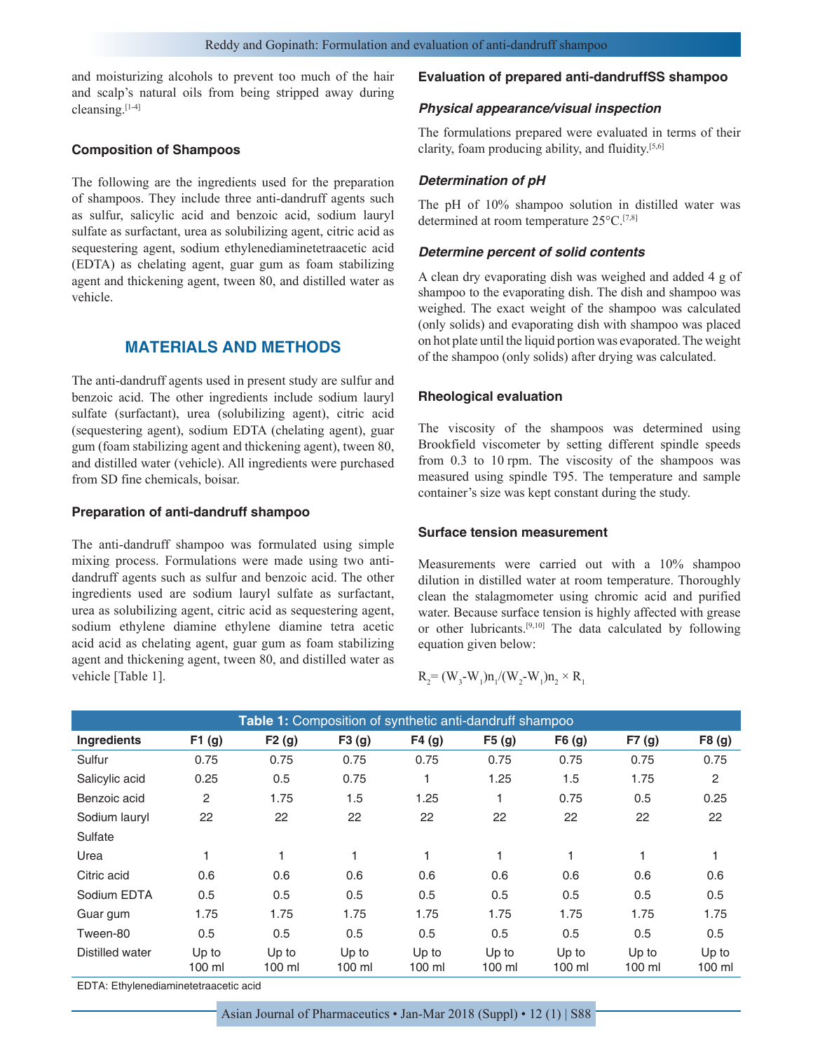and moisturizing alcohols to prevent too much of the hair and scalp's natural oils from being stripped away during cleansing.[1-4]

### Composition of Shampoos

The following are the ingredients used for the preparation of shampoos. They include three anti-dandruff agents such as sulfur, salicylic acid and benzoic acid, sodium lauryl sulfate as surfactant, urea as solubilizing agent, citric acid as sequestering agent, sodium ethylenediaminetetraacetic acid (EDTA) as chelating agent, guar gum as foam stabilizing agent and thickening agent, tween 80, and distilled water as vehicle.

## MATERIALS AND METHODS

The anti-dandruff agents used in present study are sulfur and benzoic acid. The other ingredients include sodium lauryl sulfate (surfactant), urea (solubilizing agent), citric acid (sequestering agent), sodium EDTA (chelating agent), guar gum (foam stabilizing agent and thickening agent), tween 80, and distilled water (vehicle). All ingredients were purchased from SD fine chemicals, boisar.

### Preparation of anti-dandruff shampoo

The anti-dandruff shampoo was formulated using simple mixing process. Formulations were made using two anti-dandruff agents such as sulfur and benzoic acid. The other ingredients used are sodium lauryl sulfate as surfactant, urea as solubilizing agent, citric acid as sequestering agent, sodium ethylene diamine ethylene diamine tetra acetic acid acid as chelating agent, guar gum as foam stabilizing agent and thickening agent, tween 80, and distilled water as vehicle [Table 1].

### Evaluation of prepared anti-dandruffSS shampoo

#### *Physical appearance/visual inspection*

The formulations prepared were evaluated in terms of their clarity, foam producing ability, and fluidity.[5,6]

#### *Determination of pH*

The pH of 10% shampoo solution in distilled water was determined at room temperature 25°C.[7,8]

#### *Determine percent of solid contents*

A clean dry evaporating dish was weighed and added 4 g of shampoo to the evaporating dish. The dish and shampoo was weighed. The exact weight of the shampoo was calculated (only solids) and evaporating dish with shampoo was placed on hot plate until the liquid portion was evaporated. The weight of the shampoo (only solids) after drying was calculated.

### Rheological evaluation

The viscosity of the shampoos was determined using Brookfield viscometer by setting different spindle speeds from 0.3 to 10 rpm. The viscosity of the shampoos was measured using spindle T95. The temperature and sample container's size was kept constant during the study.

### Surface tension measurement

Measurements were carried out with a 10% shampoo dilution in distilled water at room temperature. Thoroughly clean the stalagmometer using chromic acid and purified water. Because surface tension is highly affected with grease or other lubricants.[9,10] The data calculated by following equation given below:

$$R_2 = (W_3 - W_1)n_1 / (W_2 - W_1)n_2 \times R_1$$

**Table 1:** Composition of synthetic anti-dandruff shampoo

| Ingredients | F1 (g) | F2 (g) | F3 (g) | F4 (g) | F5 (g) | F6 (g) | F7 (g) | F8 (g) |
|---|---|---|---|---|---|---|---|---|
| Sulfur | 0.75 | 0.75 | 0.75 | 0.75 | 0.75 | 0.75 | 0.75 | 0.75 |
| Salicylic acid | 0.25 | 0.5 | 0.75 | 1 | 1.25 | 1.5 | 1.75 | 2 |
| Benzoic acid | 2 | 1.75 | 1.5 | 1.25 | 1 | 0.75 | 0.5 | 0.25 |
| Sodium lauryl Sulfate | 22 | 22 | 22 | 22 | 22 | 22 | 22 | 22 |
| Urea | 1 | 1 | 1 | 1 | 1 | 1 | 1 | 1 |
| Citric acid | 0.6 | 0.6 | 0.6 | 0.6 | 0.6 | 0.6 | 0.6 | 0.6 |
| Sodium EDTA | 0.5 | 0.5 | 0.5 | 0.5 | 0.5 | 0.5 | 0.5 | 0.5 |
| Guar gum | 1.75 | 1.75 | 1.75 | 1.75 | 1.75 | 1.75 | 1.75 | 1.75 |
| Tween-80 | 0.5 | 0.5 | 0.5 | 0.5 | 0.5 | 0.5 | 0.5 | 0.5 |
| Distilled water | Up to 100 ml | Up to 100 ml | Up to 100 ml | Up to 100 ml | Up to 100 ml | Up to 100 ml | Up to 100 ml | Up to 100 ml |

EDTA: Ethylenediaminetetraacetic acid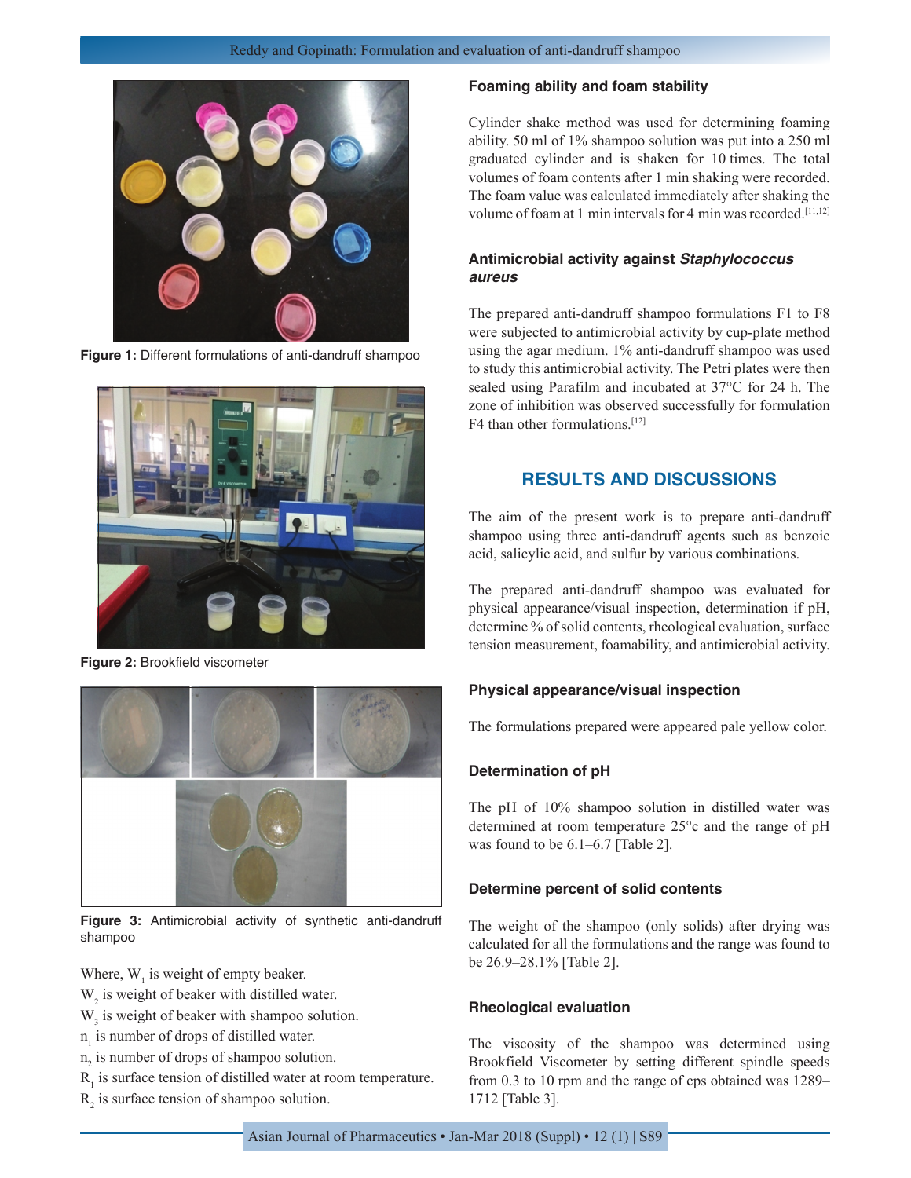Figure 1: Different formulations of anti-dandruff shampoo

Figure 2: Brookfield viscometer

Figure 3: Antimicrobial activity of synthetic anti-dandruff shampoo

Where, $W_1$ is weight of empty beaker.
$W_2$ is weight of beaker with distilled water.
$W_3$ is weight of beaker with shampoo solution.
$n_1$ is number of drops of distilled water.
$n_2$ is number of drops of shampoo solution.
$R_1$ is surface tension of distilled water at room temperature.
$R_2$ is surface tension of shampoo solution.

### Foaming ability and foam stability

Cylinder shake method was used for determining foaming ability. 50 ml of 1% shampoo solution was put into a 250 ml graduated cylinder and is shaken for 10 times. The total volumes of foam contents after 1 min shaking were recorded. The foam value was calculated immediately after shaking the volume of foam at 1 min intervals for 4 min was recorded.[11,12]

### Antimicrobial activity against *Staphylococcus aureus*

The prepared anti-dandruff shampoo formulations F1 to F8 were subjected to antimicrobial activity by cup-plate method using the agar medium. 1% anti-dandruff shampoo was used to study this antimicrobial activity. The Petri plates were then sealed using Parafilm and incubated at 37°C for 24 h. The zone of inhibition was observed successfully for formulation F4 than other formulations.[12]

## RESULTS AND DISCUSSIONS

The aim of the present work is to prepare anti-dandruff shampoo using three anti-dandruff agents such as benzoic acid, salicylic acid, and sulfur by various combinations.

The prepared anti-dandruff shampoo was evaluated for physical appearance/visual inspection, determination if pH, determine % of solid contents, rheological evaluation, surface tension measurement, foamability, and antimicrobial activity.

### Physical appearance/visual inspection

The formulations prepared were appeared pale yellow color.

### Determination of pH

The pH of 10% shampoo solution in distilled water was determined at room temperature 25°c and the range of pH was found to be 6.1–6.7 [Table 2].

### Determine percent of solid contents

The weight of the shampoo (only solids) after drying was calculated for all the formulations and the range was found to be 26.9–28.1% [Table 2].

### Rheological evaluation

The viscosity of the shampoo was determined using Brookfield Viscometer by setting different spindle speeds from 0.3 to 10 rpm and the range of cps obtained was 1289–1712 [Table 3].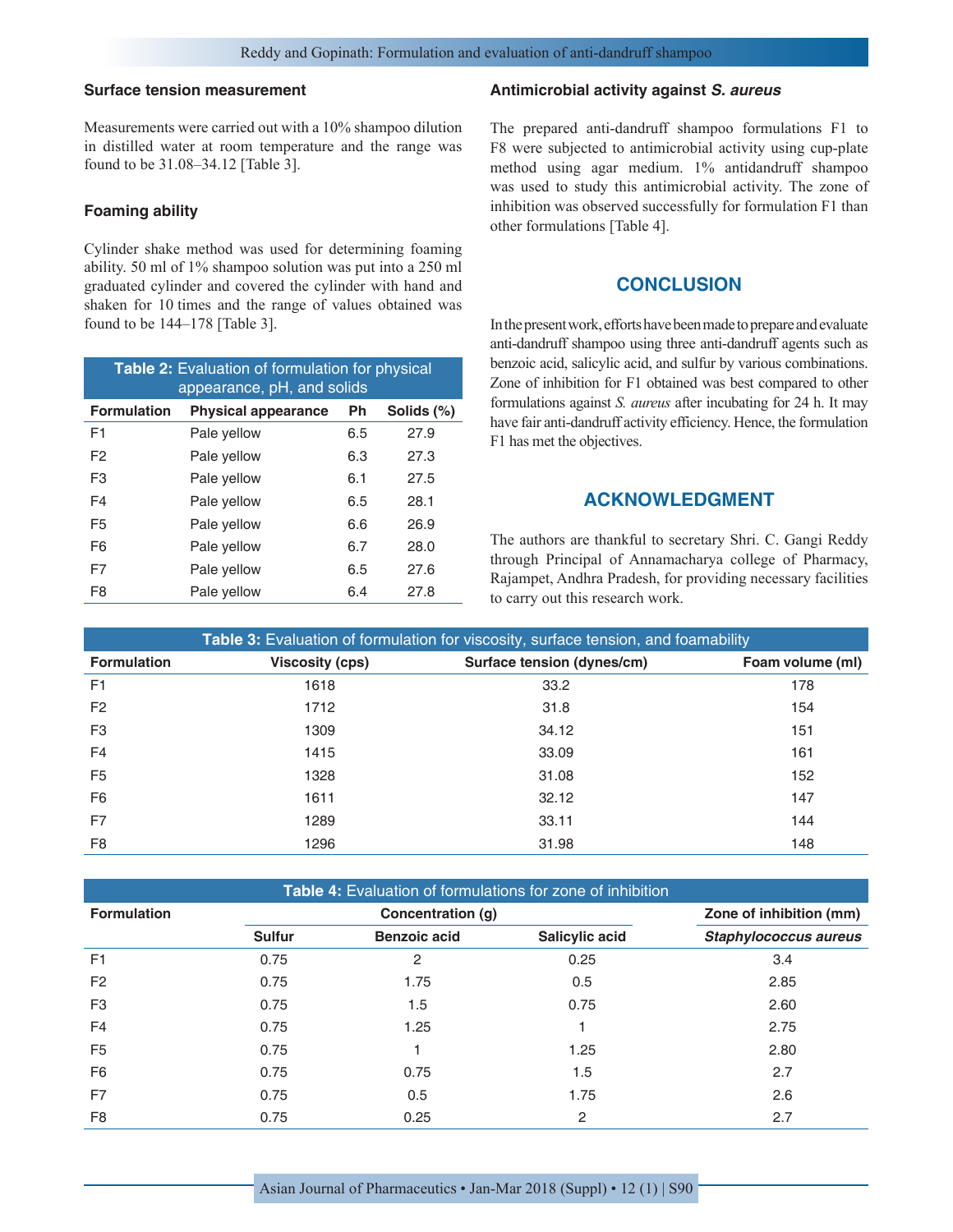### Surface tension measurement

Measurements were carried out with a 10% shampoo dilution in distilled water at room temperature and the range was found to be 31.08–34.12 [Table 3].

### Foaming ability

Cylinder shake method was used for determining foaming ability. 50 ml of 1% shampoo solution was put into a 250 ml graduated cylinder and covered the cylinder with hand and shaken for 10 times and the range of values obtained was found to be 144–178 [Table 3].

**Table 2:** Evaluation of formulation for physical appearance, pH, and solids

| Formulation | Physical appearance | Ph | Solids (%) |
|---|---|---|---|
| F1 | Pale yellow | 6.5 | 27.9 |
| F2 | Pale yellow | 6.3 | 27.3 |
| F3 | Pale yellow | 6.1 | 27.5 |
| F4 | Pale yellow | 6.5 | 28.1 |
| F5 | Pale yellow | 6.6 | 26.9 |
| F6 | Pale yellow | 6.7 | 28.0 |
| F7 | Pale yellow | 6.5 | 27.6 |
| F8 | Pale yellow | 6.4 | 27.8 |

### Antimicrobial activity against *S. aureus*

The prepared anti-dandruff shampoo formulations F1 to F8 were subjected to antimicrobial activity using cup-plate method using agar medium. 1% antidandruff shampoo was used to study this antimicrobial activity. The zone of inhibition was observed successfully for formulation F1 than other formulations [Table 4].

## CONCLUSION

In the present work, efforts have been made to prepare and evaluate anti-dandruff shampoo using three anti-dandruff agents such as benzoic acid, salicylic acid, and sulfur by various combinations. Zone of inhibition for F1 obtained was best compared to other formulations against *S. aureus* after incubating for 24 h. It may have fair anti-dandruff activity efficiency. Hence, the formulation F1 has met the objectives.

## ACKNOWLEDGMENT

The authors are thankful to secretary Shri. C. Gangi Reddy through Principal of Annamacharya college of Pharmacy, Rajampet, Andhra Pradesh, for providing necessary facilities to carry out this research work.

**Table 3:** Evaluation of formulation for viscosity, surface tension, and foamability

| Formulation | Viscosity (cps) | Surface tension (dynes/cm) | Foam volume (ml) |
|---|---|---|---|
| F1 | 1618 | 33.2 | 178 |
| F2 | 1712 | 31.8 | 154 |
| F3 | 1309 | 34.12 | 151 |
| F4 | 1415 | 33.09 | 161 |
| F5 | 1328 | 31.08 | 152 |
| F6 | 1611 | 32.12 | 147 |
| F7 | 1289 | 33.11 | 144 |
| F8 | 1296 | 31.98 | 148 |

**Table 4:** Evaluation of formulations for zone of inhibition

| Formulation | Concentration (g) | | | Zone of inhibition (mm) |
|---|---|---|---|---|
| | Sulfur | Benzoic acid | Salicylic acid | *Staphylococcus aureus* |
| F1 | 0.75 | 2 | 0.25 | 3.4 |
| F2 | 0.75 | 1.75 | 0.5 | 2.85 |
| F3 | 0.75 | 1.5 | 0.75 | 2.60 |
| F4 | 0.75 | 1.25 | 1 | 2.75 |
| F5 | 0.75 | 1 | 1.25 | 2.80 |
| F6 | 0.75 | 0.75 | 1.5 | 2.7 |
| F7 | 0.75 | 0.5 | 1.75 | 2.6 |
| F8 | 0.75 | 0.25 | 2 | 2.7 |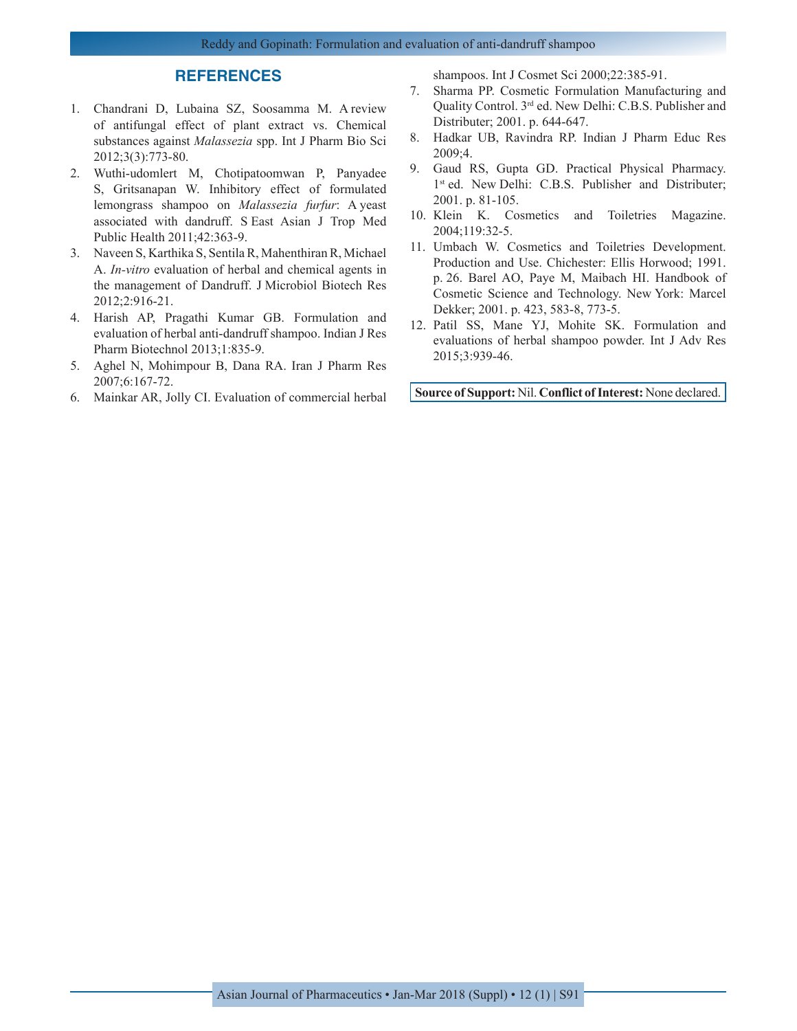## REFERENCES

1. Chandrani D, Lubaina SZ, Soosamma M. A review of antifungal effect of plant extract vs. Chemical substances against *Malassezia* spp. Int J Pharm Bio Sci 2012;3(3):773-80.
2. Wuthi-udomlert M, Chotipatoomwan P, Panyadee S, Gritsanapan W. Inhibitory effect of formulated lemongrass shampoo on *Malassezia furfur*: A yeast associated with dandruff. S East Asian J Trop Med Public Health 2011;42:363-9.
3. Naveen S, Karthika S, Sentila R, Mahenthiran R, Michael A. *In-vitro* evaluation of herbal and chemical agents in the management of Dandruff. J Microbiol Biotech Res 2012;2:916-21.
4. Harish AP, Pragathi Kumar GB. Formulation and evaluation of herbal anti-dandruff shampoo. Indian J Res Pharm Biotechnol 2013;1:835-9.
5. Aghel N, Mohimpour B, Dana RA. Iran J Pharm Res 2007;6:167-72.
6. Mainkar AR, Jolly CI. Evaluation of commercial herbal shampoos. Int J Cosmet Sci 2000;22:385-91.
7. Sharma PP. Cosmetic Formulation Manufacturing and Quality Control. 3rd ed. New Delhi: C.B.S. Publisher and Distributer; 2001. p. 644-647.
8. Hadkar UB, Ravindra RP. Indian J Pharm Educ Res 2009;4.
9. Gaud RS, Gupta GD. Practical Physical Pharmacy. 1st ed. New Delhi: C.B.S. Publisher and Distributer; 2001. p. 81-105.
10. Klein K. Cosmetics and Toiletries Magazine. 2004;119:32-5.
11. Umbach W. Cosmetics and Toiletries Development. Production and Use. Chichester: Ellis Horwood; 1991. p. 26. Barel AO, Paye M, Maibach HI. Handbook of Cosmetic Science and Technology. New York: Marcel Dekker; 2001. p. 423, 583-8, 773-5.
12. Patil SS, Mane YJ, Mohite SK. Formulation and evaluations of herbal shampoo powder. Int J Adv Res 2015;3:939-46.

**Source of Support:** Nil. **Conflict of Interest:** None declared.